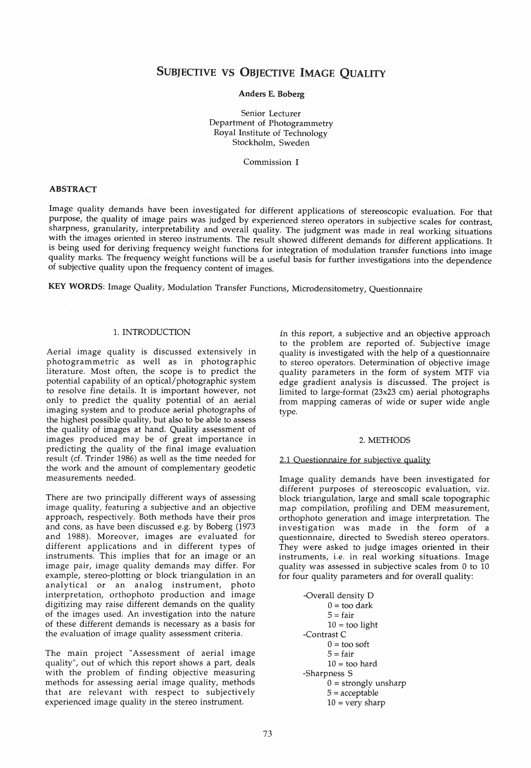# SUBJECTIVE VS OBJECTIVE IMAGE QUALITY

**Anders E. Boberg**

Senior Lecturer
Department of Photogrammetry
Royal Institute of Technology
Stockholm, Sweden

Commission I

## ABSTRACT

Image quality demands have been investigated for different applications of stereoscopic evaluation. For that purpose, the quality of image pairs was judged by experienced stereo operators in subjective scales for contrast, sharpness, granularity, interpretability and overall quality. The judgment was made in real working situations with the images oriented in stereo instruments. The result showed different demands for different applications. It is being used for deriving frequency weight functions for integration of modulation transfer functions into image quality marks. The frequency weight functions will be a useful basis for further investigations into the dependence of subjective quality upon the frequency content of images.

**KEY WORDS**: Image Quality, Modulation Transfer Functions, Microdensitometry, Questionnaire

## 1. INTRODUCTION

Aerial image quality is discussed extensively in photogrammetric as well as in photographic literature. Most often, the scope is to predict the potential capability of an optical/photographic system to resolve fine details. It is important however, not only to predict the quality potential of an aerial imaging system and to produce aerial photographs of the highest possible quality, but also to be able to assess the quality of images at hand. Quality assessment of images produced may be of great importance in predicting the quality of the final image evaluation result (cf. Trinder 1986) as well as the time needed for the work and the amount of complementary geodetic measurements needed.

There are two principally different ways of assessing image quality, featuring a subjective and an objective approach, respectively. Both methods have their pros and cons, as have been discussed e.g. by Boberg (1973 and 1988). Moreover, images are evaluated for different applications and in different types of instruments. This implies that for an image or an image pair, image quality demands may differ. For example, stereo-plotting or block triangulation in an analytical or an analog instrument, photo interpretation, orthophoto production and image digitizing may raise different demands on the quality of the images used. An investigation into the nature of these different demands is necessary as a basis for the evaluation of image quality assessment criteria.

The main project "Assessment of aerial image quality", out of which this report shows a part, deals with the problem of finding objective measuring methods for assessing aerial image quality, methods that are relevant with respect to subjectively experienced image quality in the stereo instrument.

In this report, a subjective and an objective approach to the problem are reported of. Subjective image quality is investigated with the help of a questionnaire to stereo operators. Determination of objective image quality parameters in the form of system MTF via edge gradient analysis is discussed. The project is limited to large-format (23x23 cm) aerial photographs from mapping cameras of wide or super wide angle type.

## 2. METHODS

### 2.1 Questionnaire for subjective quality

Image quality demands have been investigated for different purposes of stereoscopic evaluation, viz. block triangulation, large and small scale topographic map compilation, profiling and DEM measurement, orthophoto generation and image interpretation. The investigation was made in the form of a questionnaire, directed to Swedish stereo operators. They were asked to judge images oriented in their instruments, i.e. in real working situations. Image quality was assessed in subjective scales from 0 to 10 for four quality parameters and for overall quality:

- -Overall density D
  - 0 = too dark
  - 5 = fair
  - 10 = too light
- -Contrast C
  - 0 = too soft
  - 5 = fair
  - 10 = too hard
- -Sharpness S
  - 0 = strongly unsharp
  - 5 = acceptable
  - 10 = very sharp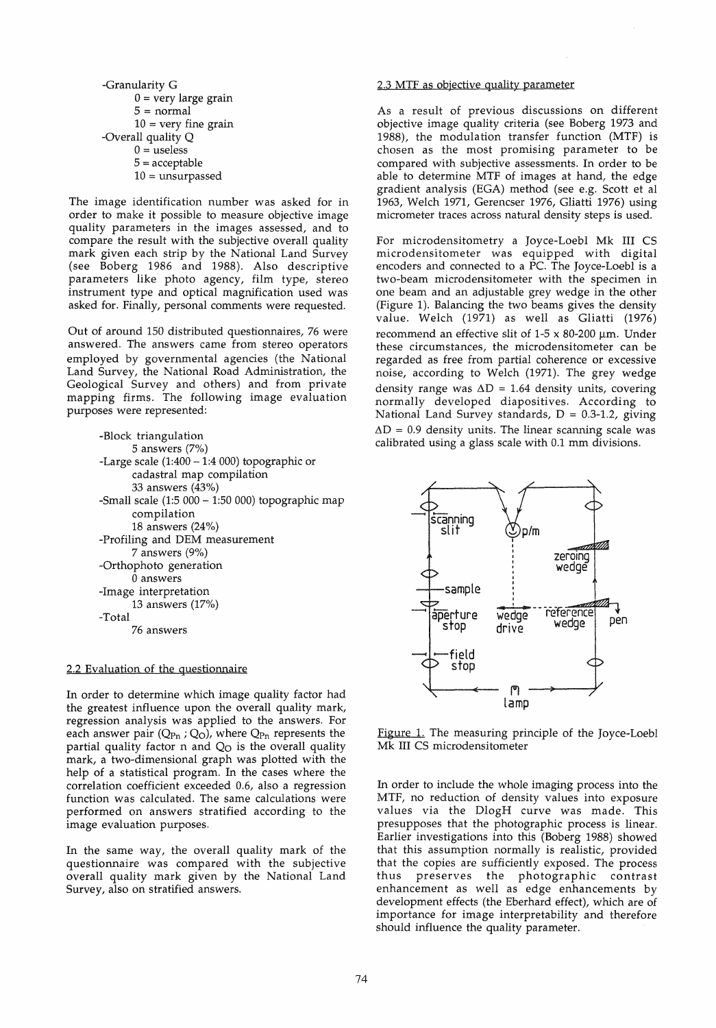-Granularity G

 0 = very large grain

 5 = normal

 10 = very fine grain

-Overall quality Q

 0 = useless

 5 = acceptable

 10 = unsurpassed

The image identification number was asked for in order to make it possible to measure objective image quality parameters in the images assessed, and to compare the result with the subjective overall quality mark given each strip by the National Land Survey (see Boberg 1986 and 1988). Also descriptive parameters like photo agency, film type, stereo instrument type and optical magnification used was asked for. Finally, personal comments were requested.

Out of around 150 distributed questionnaires, 76 were answered. The answers came from stereo operators employed by governmental agencies (the National Land Survey, the National Road Administration, the Geological Survey and others) and from private mapping firms. The following image evaluation purposes were represented:

-Block triangulation

 5 answers (7%)

-Large scale (1:400 – 1:4 000) topographic or cadastral map compilation

 33 answers (43%)

-Small scale (1:5 000 – 1:50 000) topographic map compilation

 18 answers (24%)

-Profiling and DEM measurement

 7 answers (9%)

-Orthophoto generation

 0 answers

-Image interpretation

 13 answers (17%)

-Total

 76 answers

## 2.2 Evaluation of the questionnaire

In order to determine which image quality factor had the greatest influence upon the overall quality mark, regression analysis was applied to the answers. For each answer pair ($Q_{Pn}$ ; $Q_O$), where $Q_{Pn}$ represents the partial quality factor n and $Q_O$ is the overall quality mark, a two-dimensional graph was plotted with the help of a statistical program. In the cases where the correlation coefficient exceeded 0.6, also a regression function was calculated. The same calculations were performed on answers stratified according to the image evaluation purposes.

In the same way, the overall quality mark of the questionnaire was compared with the subjective overall quality mark given by the National Land Survey, also on stratified answers.

## 2.3 MTF as objective quality parameter

As a result of previous discussions on different objective image quality criteria (see Boberg 1973 and 1988), the modulation transfer function (MTF) is chosen as the most promising parameter to be compared with subjective assessments. In order to be able to determine MTF of images at hand, the edge gradient analysis (EGA) method (see e.g. Scott et al 1963, Welch 1971, Gerencser 1976, Gliatti 1976) using micrometer traces across natural density steps is used.

For microdensitometry a Joyce-Loebl Mk III CS microdensitometer was equipped with digital encoders and connected to a PC. The Joyce-Loebl is a two-beam microdensitometer with the specimen in one beam and an adjustable grey wedge in the other (Figure 1). Balancing the two beams gives the density value. Welch (1971) as well as Gliatti (1976) recommend an effective slit of 1-5 x 80-200 μm. Under these circumstances, the microdensitometer can be regarded as free from partial coherence or excessive noise, according to Welch (1971). The grey wedge density range was $\Delta D = 1.64$ density units, covering normally developed diapositives. According to National Land Survey standards, $D = 0.3$-$1.2$, giving $\Delta D = 0.9$ density units. The linear scanning scale was calibrated using a glass scale with 0.1 mm divisions.

Figure 1. The measuring principle of the Joyce-Loebl Mk III CS microdensitometer

In order to include the whole imaging process into the MTF, no reduction of density values into exposure values via the DlogH curve was made. This presupposes that the photographic process is linear. Earlier investigations into this (Boberg 1988) showed that this assumption normally is realistic, provided that the copies are sufficiently exposed. The process thus preserves the photographic contrast enhancement as well as edge enhancements by development effects (the Eberhard effect), which are of importance for image interpretability and therefore should influence the quality parameter.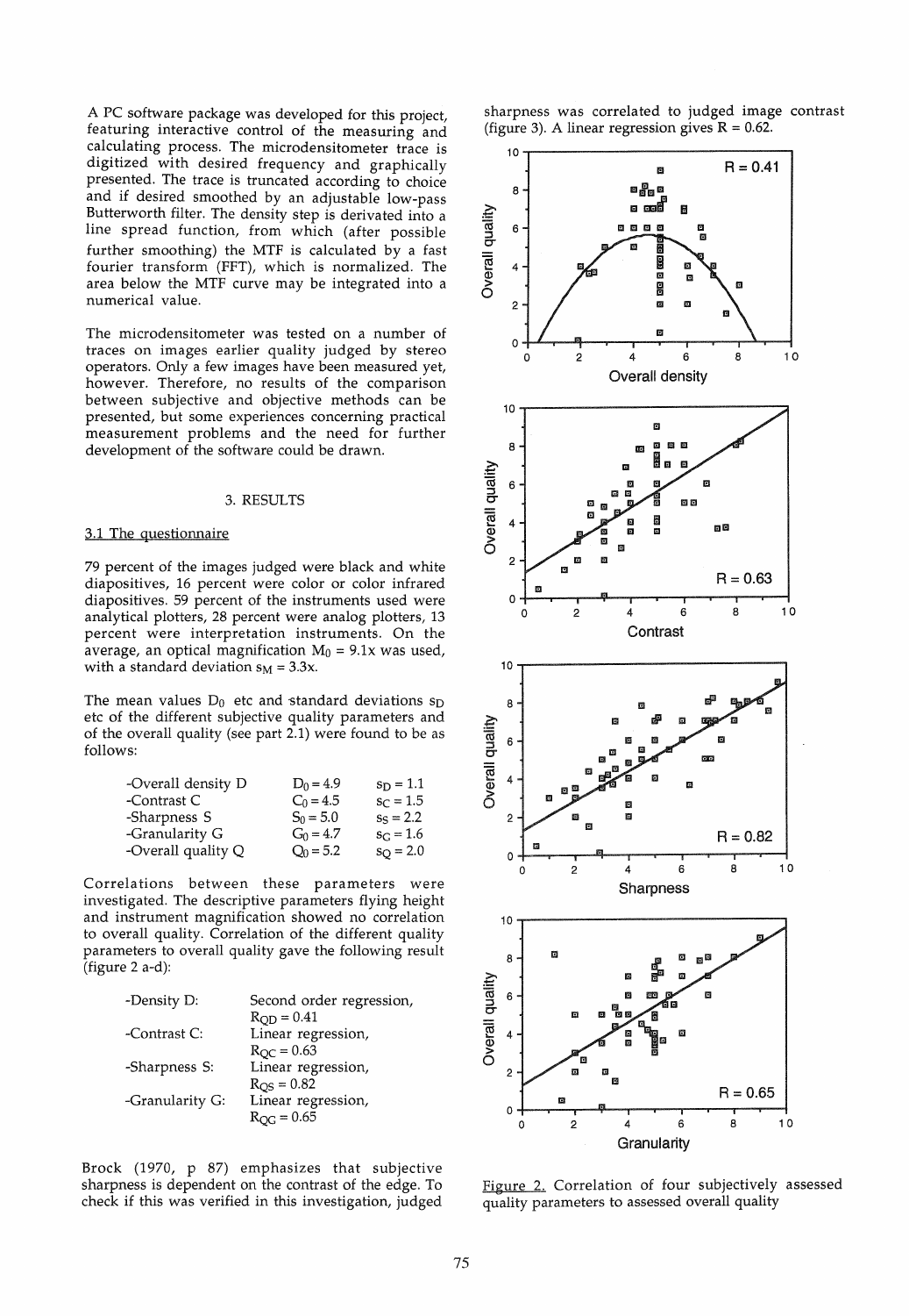A PC software package was developed for this project, featuring interactive control of the measuring and calculating process. The microdensitometer trace is digitized with desired frequency and graphically presented. The trace is truncated according to choice and if desired smoothed by an adjustable low-pass Butterworth filter. The density step is derivated into a line spread function, from which (after possible further smoothing) the MTF is calculated by a fast fourier transform (FFT), which is normalized. The area below the MTF curve may be integrated into a numerical value.

The microdensitometer was tested on a number of traces on images earlier quality judged by stereo operators. Only a few images have been measured yet, however. Therefore, no results of the comparison between subjective and objective methods can be presented, but some experiences concerning practical measurement problems and the need for further development of the software could be drawn.

## 3. RESULTS

### 3.1 The questionnaire

79 percent of the images judged were black and white diapositives, 16 percent were color or color infrared diapositives. 59 percent of the instruments used were analytical plotters, 28 percent were analog plotters, 13 percent were interpretation instruments. On the average, an optical magnification $M_0 = 9.1x$ was used, with a standard deviation $s_M = 3.3x$.

The mean values $D_0$ etc and standard deviations $s_D$ etc of the different subjective quality parameters and of the overall quality (see part 2.1) were found to be as follows:

| | | |
|---|---|---|
| -Overall density D | $D_0 = 4.9$ | $s_D = 1.1$ |
| -Contrast C | $C_0 = 4.5$ | $s_C = 1.5$ |
| -Sharpness S | $S_0 = 5.0$ | $s_S = 2.2$ |
| -Granularity G | $G_0 = 4.7$ | $s_G = 1.6$ |
| -Overall quality Q | $Q_0 = 5.2$ | $s_Q = 2.0$ |

Correlations between these parameters were investigated. The descriptive parameters flying height and instrument magnification showed no correlation to overall quality. Correlation of the different quality parameters to overall quality gave the following result (figure 2 a-d):

| | |
|---|---|
| -Density D: | Second order regression, $R_{QD} = 0.41$ |
| -Contrast C: | Linear regression, $R_{QC} = 0.63$ |
| -Sharpness S: | Linear regression, $R_{QS} = 0.82$ |
| -Granularity G: | Linear regression, $R_{QG} = 0.65$ |

Brock (1970, p 87) emphasizes that subjective sharpness is dependent on the contrast of the edge. To check if this was verified in this investigation, judged sharpness was correlated to judged image contrast (figure 3). A linear regression gives R = 0.62.

Figure 2. Correlation of four subjectively assessed quality parameters to assessed overall quality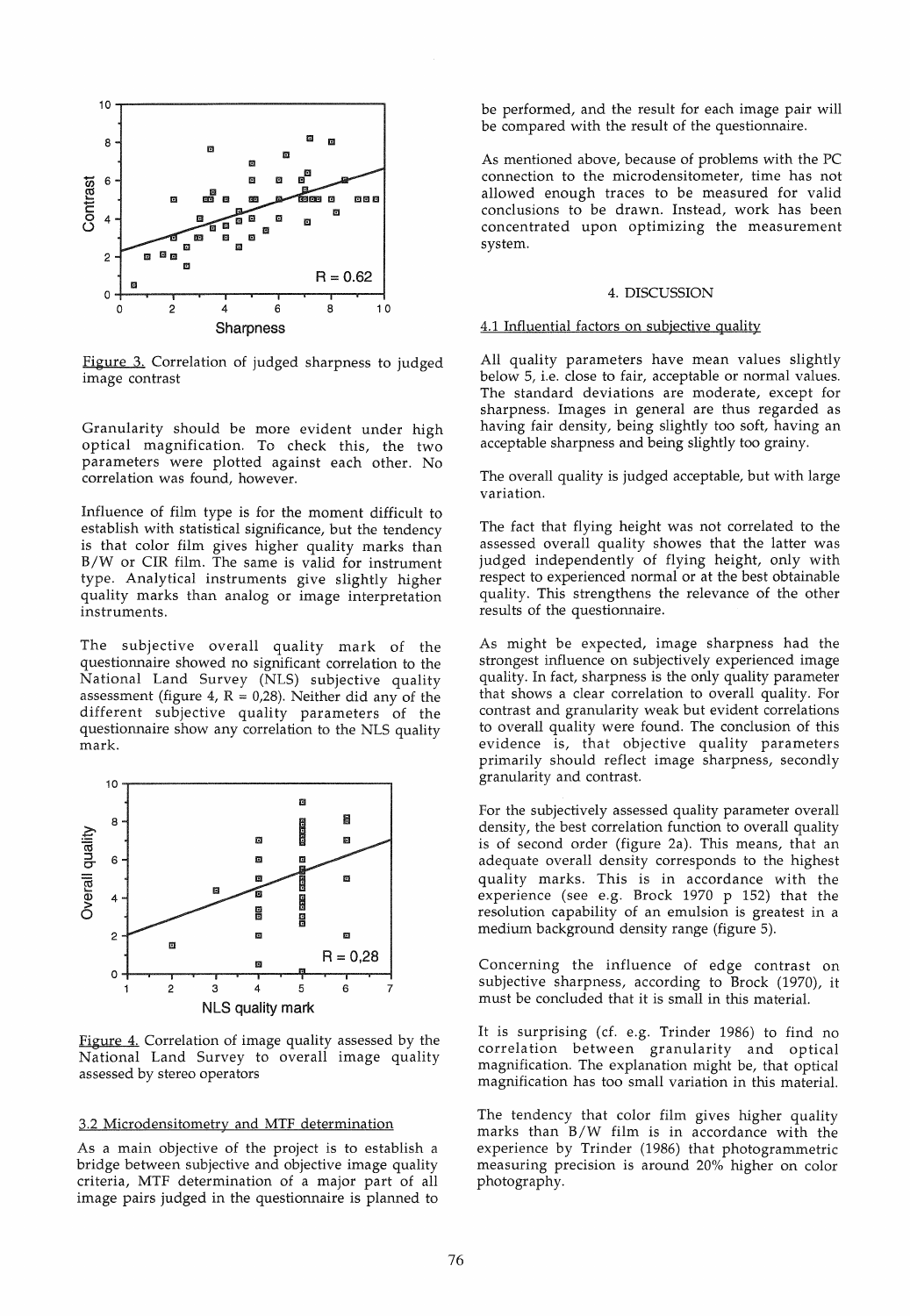Figure 3. Correlation of judged sharpness to judged image contrast

Granularity should be more evident under high optical magnification. To check this, the two parameters were plotted against each other. No correlation was found, however.

Influence of film type is for the moment difficult to establish with statistical significance, but the tendency is that color film gives higher quality marks than B/W or CIR film. The same is valid for instrument type. Analytical instruments give slightly higher quality marks than analog or image interpretation instruments.

The subjective overall quality mark of the questionnaire showed no significant correlation to the National Land Survey (NLS) subjective quality assessment (figure 4, R = 0,28). Neither did any of the different subjective quality parameters of the questionnaire show any correlation to the NLS quality mark.

Figure 4. Correlation of image quality assessed by the National Land Survey to overall image quality assessed by stereo operators

### 3.2 Microdensitometry and MTF determination

As a main objective of the project is to establish a bridge between subjective and objective image quality criteria, MTF determination of a major part of all image pairs judged in the questionnaire is planned to be performed, and the result for each image pair will be compared with the result of the questionnaire.

As mentioned above, because of problems with the PC connection to the microdensitometer, time has not allowed enough traces to be measured for valid conclusions to be drawn. Instead, work has been concentrated upon optimizing the measurement system.

## 4. DISCUSSION

### 4.1 Influential factors on subjective quality

All quality parameters have mean values slightly below 5, i.e. close to fair, acceptable or normal values. The standard deviations are moderate, except for sharpness. Images in general are thus regarded as having fair density, being slightly too soft, having an acceptable sharpness and being slightly too grainy.

The overall quality is judged acceptable, but with large variation.

The fact that flying height was not correlated to the assessed overall quality showes that the latter was judged independently of flying height, only with respect to experienced normal or at the best obtainable quality. This strengthens the relevance of the other results of the questionnaire.

As might be expected, image sharpness had the strongest influence on subjectively experienced image quality. In fact, sharpness is the only quality parameter that shows a clear correlation to overall quality. For contrast and granularity weak but evident correlations to overall quality were found. The conclusion of this evidence is, that objective quality parameters primarily should reflect image sharpness, secondly granularity and contrast.

For the subjectively assessed quality parameter overall density, the best correlation function to overall quality is of second order (figure 2a). This means, that an adequate overall density corresponds to the highest quality marks. This is in accordance with the experience (see e.g. Brock 1970 p 152) that the resolution capability of an emulsion is greatest in a medium background density range (figure 5).

Concerning the influence of edge contrast on subjective sharpness, according to Brock (1970), it must be concluded that it is small in this material.

It is surprising (cf. e.g. Trinder 1986) to find no correlation between granularity and optical magnification. The explanation might be, that optical magnification has too small variation in this material.

The tendency that color film gives higher quality marks than B/W film is in accordance with the experience by Trinder (1986) that photogrammetric measuring precision is around 20% higher on color photography.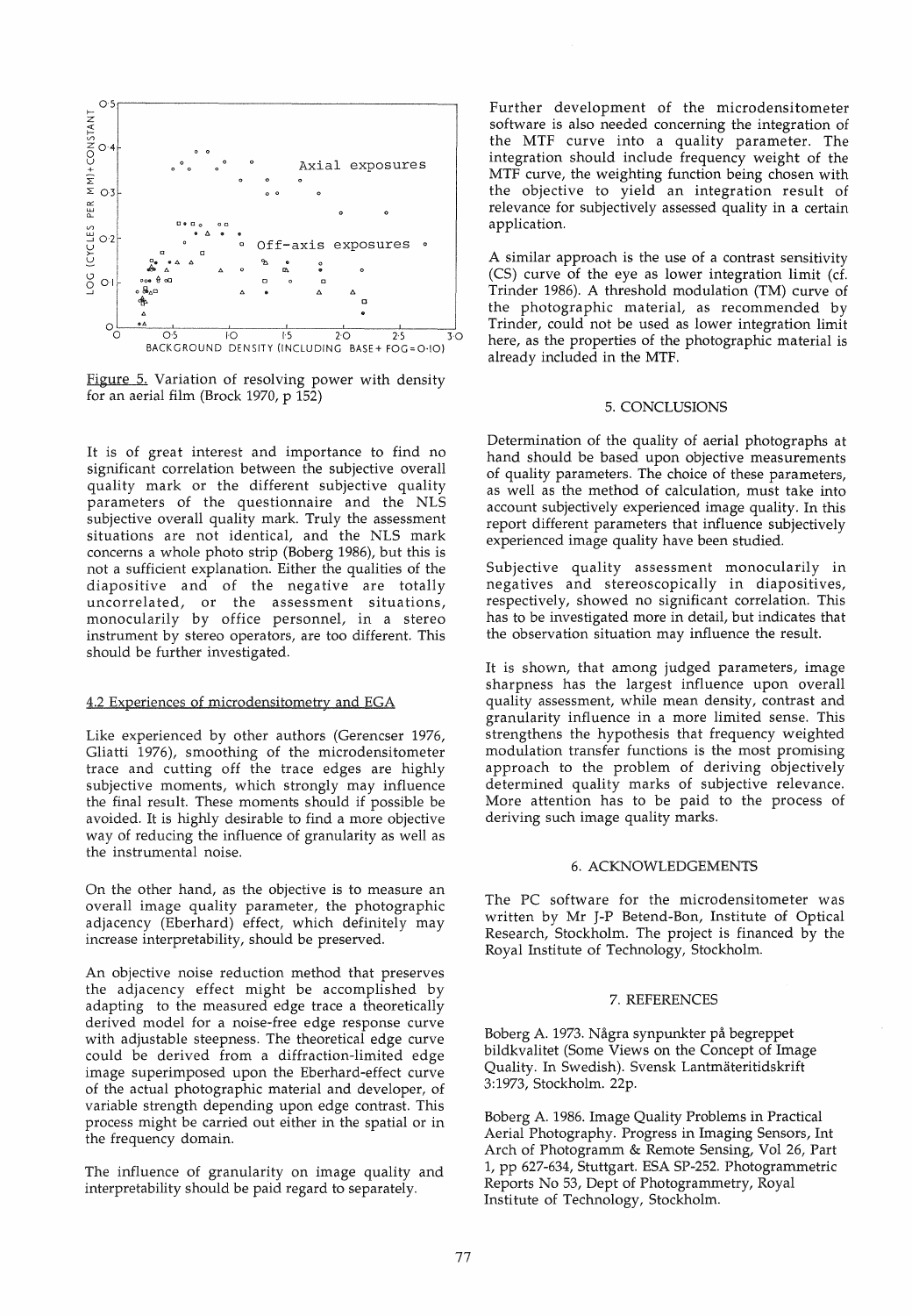Figure 5. Variation of resolving power with density for an aerial film (Brock 1970, p 152)

It is of great interest and importance to find no significant correlation between the subjective overall quality mark or the different subjective quality parameters of the questionnaire and the NLS subjective overall quality mark. Truly the assessment situations are not identical, and the NLS mark concerns a whole photo strip (Boberg 1986), but this is not a sufficient explanation. Either the qualities of the diapositive and of the negative are totally uncorrelated, or the assessment situations, monocularly by office personnel, in a stereo instrument by stereo operators, are too different. This should be further investigated.

### 4.2 Experiences of microdensitometry and EGA

Like experienced by other authors (Gerencser 1976, Gliatti 1976), smoothing of the microdensitometer trace and cutting off the trace edges are highly subjective moments, which strongly may influence the final result. These moments should if possible be avoided. It is highly desirable to find a more objective way of reducing the influence of granularity as well as the instrumental noise.

On the other hand, as the objective is to measure an overall image quality parameter, the photographic adjacency (Eberhard) effect, which definitely may increase interpretability, should be preserved.

An objective noise reduction method that preserves the adjacency effect might be accomplished by adapting to the measured edge trace a theoretically derived model for a noise-free edge response curve with adjustable steepness. The theoretical edge curve could be derived from a diffraction-limited edge image superimposed upon the Eberhard-effect curve of the actual photographic material and developer, of variable strength depending upon edge contrast. This process might be carried out either in the spatial or in the frequency domain.

The influence of granularity on image quality and interpretability should be paid regard to separately.

Further development of the microdensitometer software is also needed concerning the integration of the MTF curve into a quality parameter. The integration should include frequency weight of the MTF curve, the weighting function being chosen with the objective to yield an integration result of relevance for subjectively assessed quality in a certain application.

A similar approach is the use of a contrast sensitivity (CS) curve of the eye as lower integration limit (cf. Trinder 1986). A threshold modulation (TM) curve of the photographic material, as recommended by Trinder, could not be used as lower integration limit here, as the properties of the photographic material is already included in the MTF.

## 5. CONCLUSIONS

Determination of the quality of aerial photographs at hand should be based upon objective measurements of quality parameters. The choice of these parameters, as well as the method of calculation, must take into account subjectively experienced image quality. In this report different parameters that influence subjectively experienced image quality have been studied.

Subjective quality assessment monocularly in negatives and stereoscopically in diapositives, respectively, showed no significant correlation. This has to be investigated more in detail, but indicates that the observation situation may influence the result.

It is shown, that among judged parameters, image sharpness has the largest influence upon overall quality assessment, while mean density, contrast and granularity influence in a more limited sense. This strengthens the hypothesis that frequency weighted modulation transfer functions is the most promising approach to the problem of deriving objectively determined quality marks of subjective relevance. More attention has to be paid to the process of deriving such image quality marks.

## 6. ACKNOWLEDGEMENTS

The PC software for the microdensitometer was written by Mr J-P Betend-Bon, Institute of Optical Research, Stockholm. The project is financed by the Royal Institute of Technology, Stockholm.

## 7. REFERENCES

Boberg A. 1973. Några synpunkter på begreppet bildkvalitet (Some Views on the Concept of Image Quality. In Swedish). Svensk Lantmäteritidskrift 3:1973, Stockholm. 22p.

Boberg A. 1986. Image Quality Problems in Practical Aerial Photography. Progress in Imaging Sensors, Int Arch of Photogramm & Remote Sensing, Vol 26, Part 1, pp 627-634, Stuttgart. ESA SP-252. Photogrammetric Reports No 53, Dept of Photogrammetry, Royal Institute of Technology, Stockholm.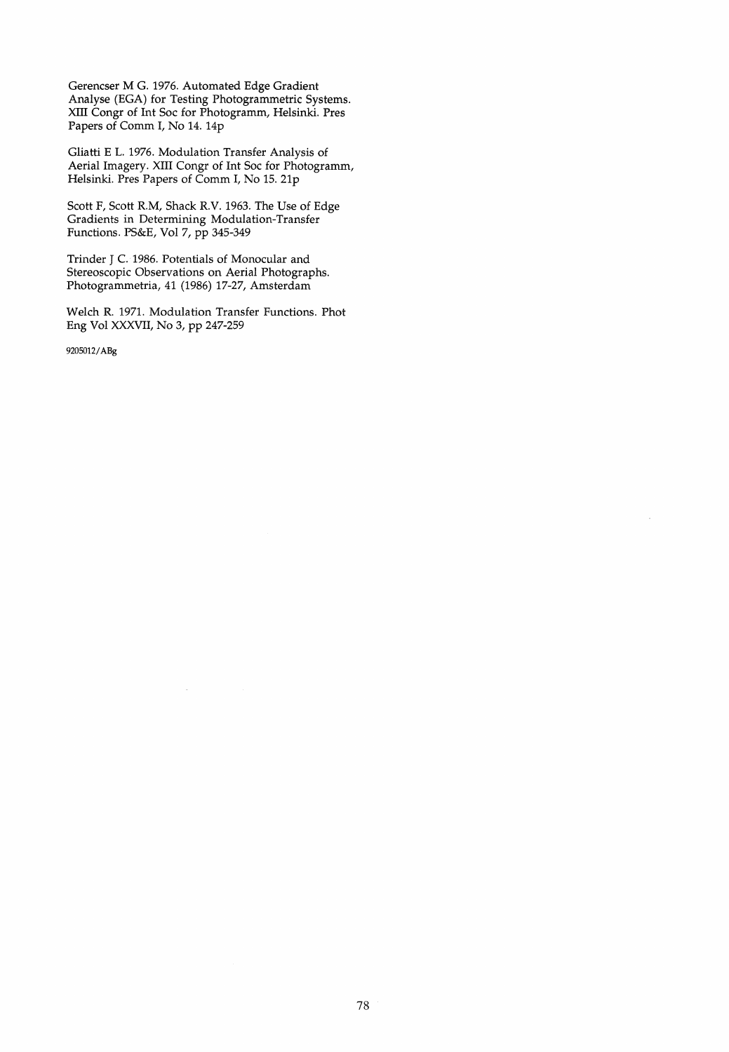Gerencser M G. 1976. Automated Edge Gradient Analyse (EGA) for Testing Photogrammetric Systems. XIII Congr of Int Soc for Photogramm, Helsinki. Pres Papers of Comm I, No 14. 14p

Gliatti E L. 1976. Modulation Transfer Analysis of Aerial Imagery. XIII Congr of Int Soc for Photogramm, Helsinki. Pres Papers of Comm I, No 15. 21p

Scott F, Scott R.M, Shack R.V. 1963. The Use of Edge Gradients in Determining Modulation-Transfer Functions. PS&E, Vol 7, pp 345-349

Trinder J C. 1986. Potentials of Monocular and Stereoscopic Observations on Aerial Photographs. Photogrammetria, 41 (1986) 17-27, Amsterdam

Welch R. 1971. Modulation Transfer Functions. Phot Eng Vol XXXVII, No 3, pp 247-259

9205012/ABg